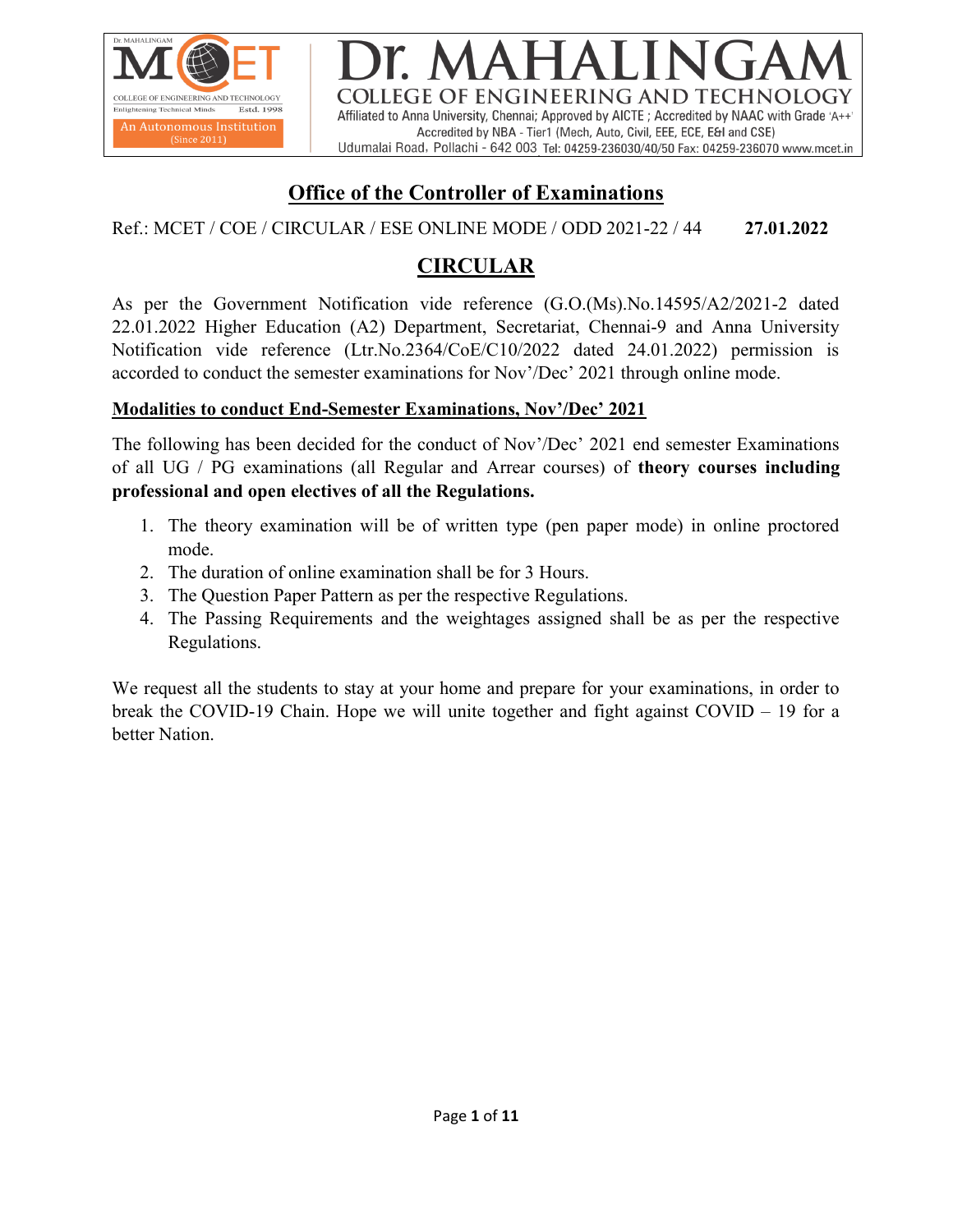**Dr. MAHALINGAM**
**COLLEGE OF ENGINEERING AND TECHNOLOGY**
Affiliated to Anna University, Chennai; Approved by AICTE ; Accredited by NAAC with Grade 'A++'
Accredited by NBA - Tier1 (Mech, Auto, Civil, EEE, ECE, E&I and CSE)
Udumalai Road, Pollachi - 642 003 Tel: 04259-236030/40/50 Fax: 04259-236070 www.mcet.in

An Autonomous Institution (Since 2011)

## Office of the Controller of Examinations

Ref.: MCET / COE / CIRCULAR / ESE ONLINE MODE / ODD 2021-22 / 44 **27.01.2022**

## CIRCULAR

As per the Government Notification vide reference (G.O.(Ms).No.14595/A2/2021-2 dated 22.01.2022 Higher Education (A2) Department, Secretariat, Chennai-9 and Anna University Notification vide reference (Ltr.No.2364/CoE/C10/2022 dated 24.01.2022) permission is accorded to conduct the semester examinations for Nov'/Dec' 2021 through online mode.

### Modalities to conduct End-Semester Examinations, Nov'/Dec' 2021

The following has been decided for the conduct of Nov'/Dec' 2021 end semester Examinations of all UG / PG examinations (all Regular and Arrear courses) of **theory courses including professional and open electives of all the Regulations.**

1. The theory examination will be of written type (pen paper mode) in online proctored mode.
2. The duration of online examination shall be for 3 Hours.
3. The Question Paper Pattern as per the respective Regulations.
4. The Passing Requirements and the weightages assigned shall be as per the respective Regulations.

We request all the students to stay at your home and prepare for your examinations, in order to break the COVID-19 Chain. Hope we will unite together and fight against COVID – 19 for a better Nation.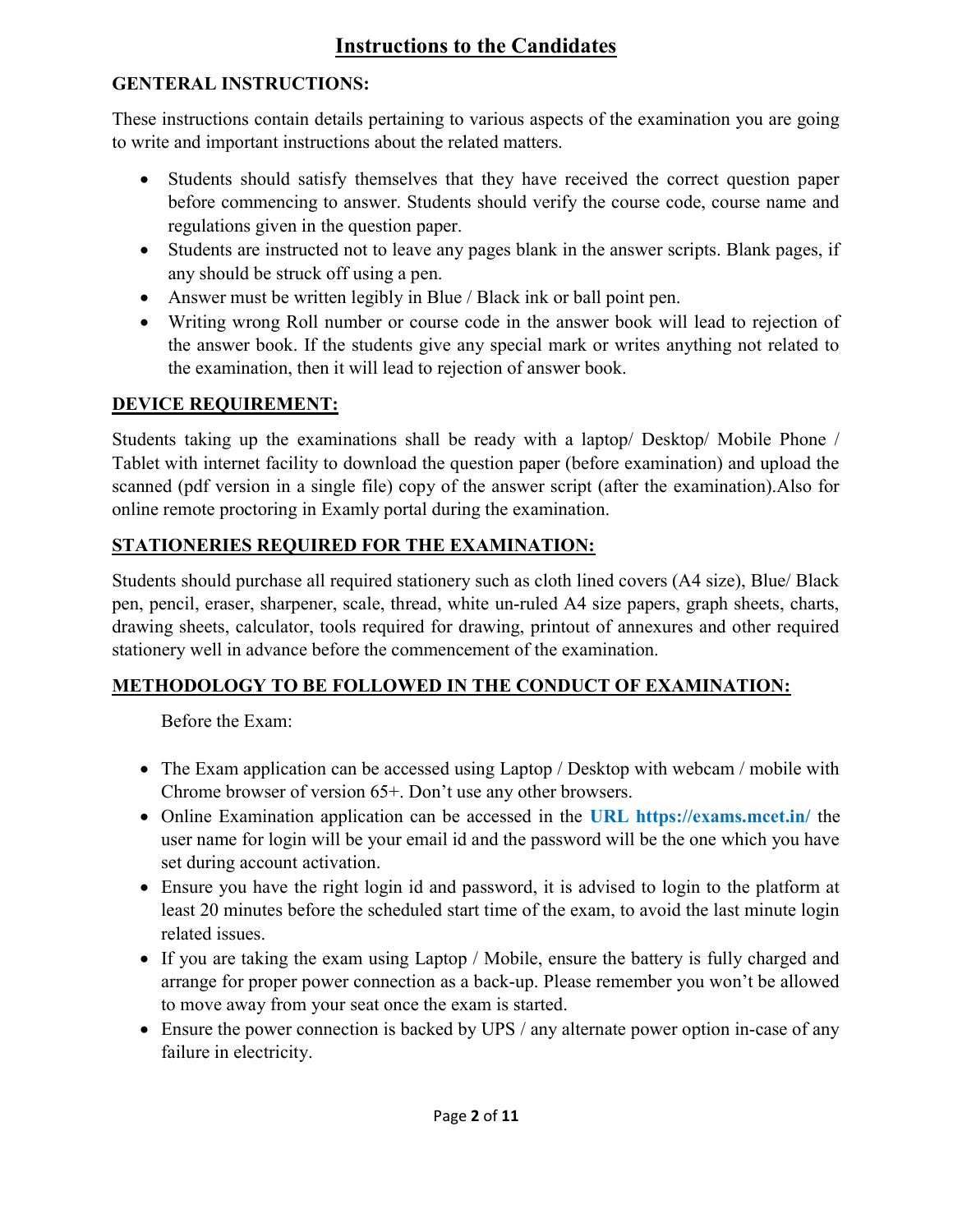# Instructions to the Candidates

**GENTERAL INSTRUCTIONS:**

These instructions contain details pertaining to various aspects of the examination you are going to write and important instructions about the related matters.

- Students should satisfy themselves that they have received the correct question paper before commencing to answer. Students should verify the course code, course name and regulations given in the question paper.
- Students are instructed not to leave any pages blank in the answer scripts. Blank pages, if any should be struck off using a pen.
- Answer must be written legibly in Blue / Black ink or ball point pen.
- Writing wrong Roll number or course code in the answer book will lead to rejection of the answer book. If the students give any special mark or writes anything not related to the examination, then it will lead to rejection of answer book.

**DEVICE REQUIREMENT:**

Students taking up the examinations shall be ready with a laptop/ Desktop/ Mobile Phone / Tablet with internet facility to download the question paper (before examination) and upload the scanned (pdf version in a single file) copy of the answer script (after the examination).Also for online remote proctoring in Examly portal during the examination.

**STATIONERIES REQUIRED FOR THE EXAMINATION:**

Students should purchase all required stationery such as cloth lined covers (A4 size), Blue/ Black pen, pencil, eraser, sharpener, scale, thread, white un-ruled A4 size papers, graph sheets, charts, drawing sheets, calculator, tools required for drawing, printout of annexures and other required stationery well in advance before the commencement of the examination.

**METHODOLOGY TO BE FOLLOWED IN THE CONDUCT OF EXAMINATION:**

Before the Exam:

- The Exam application can be accessed using Laptop / Desktop with webcam / mobile with Chrome browser of version 65+. Don't use any other browsers.
- Online Examination application can be accessed in the **URL https://exams.mcet.in/** the user name for login will be your email id and the password will be the one which you have set during account activation.
- Ensure you have the right login id and password, it is advised to login to the platform at least 20 minutes before the scheduled start time of the exam, to avoid the last minute login related issues.
- If you are taking the exam using Laptop / Mobile, ensure the battery is fully charged and arrange for proper power connection as a back-up. Please remember you won't be allowed to move away from your seat once the exam is started.
- Ensure the power connection is backed by UPS / any alternate power option in-case of any failure in electricity.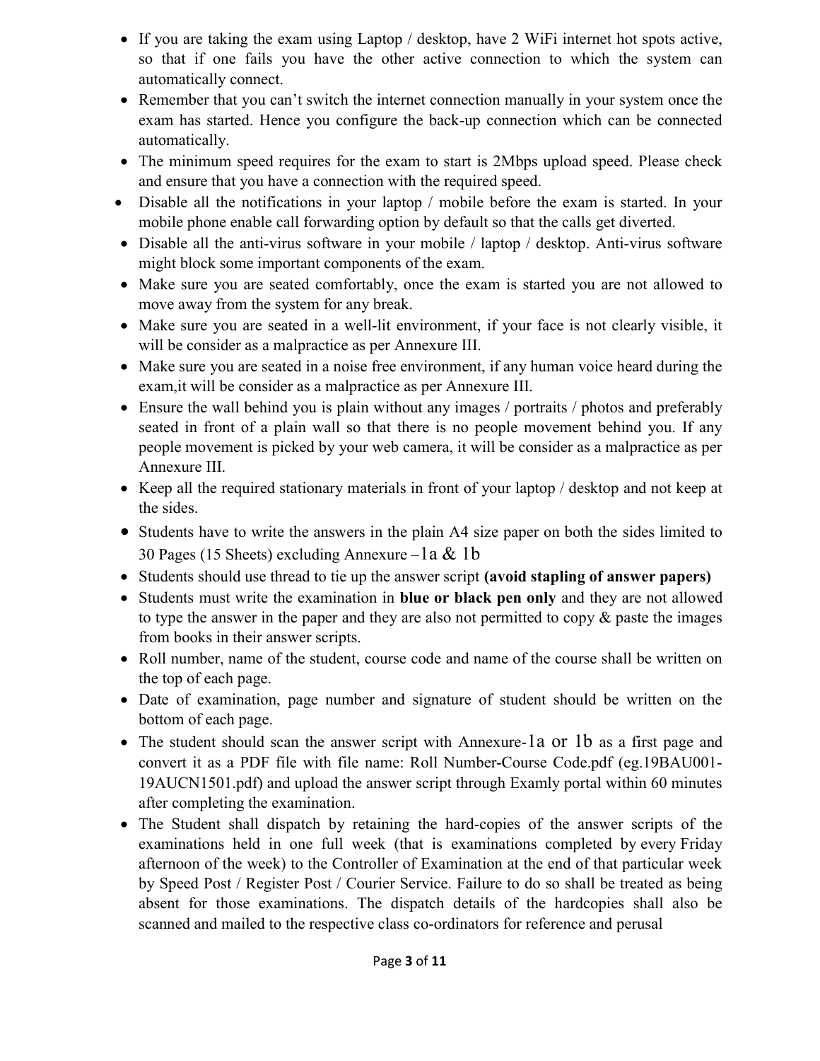- If you are taking the exam using Laptop / desktop, have 2 WiFi internet hot spots active, so that if one fails you have the other active connection to which the system can automatically connect.
- Remember that you can't switch the internet connection manually in your system once the exam has started. Hence you configure the back-up connection which can be connected automatically.
- The minimum speed requires for the exam to start is 2Mbps upload speed. Please check and ensure that you have a connection with the required speed.
- Disable all the notifications in your laptop / mobile before the exam is started. In your mobile phone enable call forwarding option by default so that the calls get diverted.
- Disable all the anti-virus software in your mobile / laptop / desktop. Anti-virus software might block some important components of the exam.
- Make sure you are seated comfortably, once the exam is started you are not allowed to move away from the system for any break.
- Make sure you are seated in a well-lit environment, if your face is not clearly visible, it will be consider as a malpractice as per Annexure III.
- Make sure you are seated in a noise free environment, if any human voice heard during the exam,it will be consider as a malpractice as per Annexure III.
- Ensure the wall behind you is plain without any images / portraits / photos and preferably seated in front of a plain wall so that there is no people movement behind you. If any people movement is picked by your web camera, it will be consider as a malpractice as per Annexure III.
- Keep all the required stationary materials in front of your laptop / desktop and not keep at the sides.
- Students have to write the answers in the plain A4 size paper on both the sides limited to 30 Pages (15 Sheets) excluding Annexure –1a & 1b
- Students should use thread to tie up the answer script **(avoid stapling of answer papers)**
- Students must write the examination in **blue or black pen only** and they are not allowed to type the answer in the paper and they are also not permitted to copy & paste the images from books in their answer scripts.
- Roll number, name of the student, course code and name of the course shall be written on the top of each page.
- Date of examination, page number and signature of student should be written on the bottom of each page.
- The student should scan the answer script with Annexure-1a or 1b as a first page and convert it as a PDF file with file name: Roll Number-Course Code.pdf (eg.19BAU001-19AUCN1501.pdf) and upload the answer script through Examly portal within 60 minutes after completing the examination.
- The Student shall dispatch by retaining the hard-copies of the answer scripts of the examinations held in one full week (that is examinations completed by every Friday afternoon of the week) to the Controller of Examination at the end of that particular week by Speed Post / Register Post / Courier Service. Failure to do so shall be treated as being absent for those examinations. The dispatch details of the hardcopies shall also be scanned and mailed to the respective class co-ordinators for reference and perusal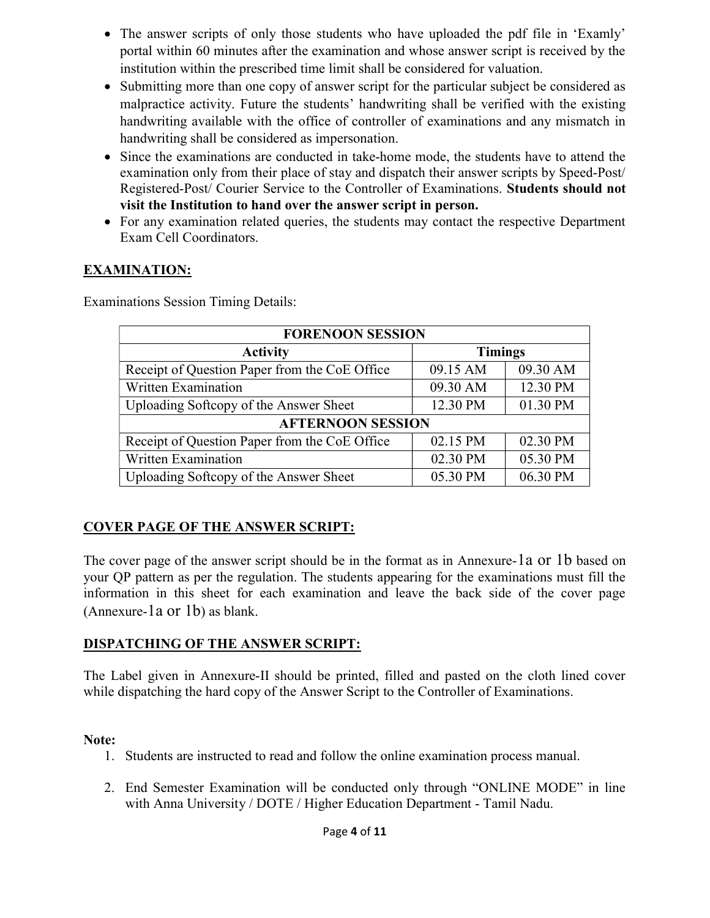- The answer scripts of only those students who have uploaded the pdf file in 'Examly' portal within 60 minutes after the examination and whose answer script is received by the institution within the prescribed time limit shall be considered for valuation.
- Submitting more than one copy of answer script for the particular subject be considered as malpractice activity. Future the students' handwriting shall be verified with the existing handwriting available with the office of controller of examinations and any mismatch in handwriting shall be considered as impersonation.
- Since the examinations are conducted in take-home mode, the students have to attend the examination only from their place of stay and dispatch their answer scripts by Speed-Post/ Registered-Post/ Courier Service to the Controller of Examinations. **Students should not visit the Institution to hand over the answer script in person.**
- For any examination related queries, the students may contact the respective Department Exam Cell Coordinators.

## EXAMINATION:

Examinations Session Timing Details:

| FORENOON SESSION | | |
|---|---|---|
| **Activity** | **Timings** | |
| Receipt of Question Paper from the CoE Office | 09.15 AM | 09.30 AM |
| Written Examination | 09.30 AM | 12.30 PM |
| Uploading Softcopy of the Answer Sheet | 12.30 PM | 01.30 PM |
| **AFTERNOON SESSION** | | |
| Receipt of Question Paper from the CoE Office | 02.15 PM | 02.30 PM |
| Written Examination | 02.30 PM | 05.30 PM |
| Uploading Softcopy of the Answer Sheet | 05.30 PM | 06.30 PM |

## COVER PAGE OF THE ANSWER SCRIPT:

The cover page of the answer script should be in the format as in Annexure-1a or 1b based on your QP pattern as per the regulation. The students appearing for the examinations must fill the information in this sheet for each examination and leave the back side of the cover page (Annexure-1a or 1b) as blank.

## DISPATCHING OF THE ANSWER SCRIPT:

The Label given in Annexure-II should be printed, filled and pasted on the cloth lined cover while dispatching the hard copy of the Answer Script to the Controller of Examinations.

**Note:**

1. Students are instructed to read and follow the online examination process manual.
2. End Semester Examination will be conducted only through "ONLINE MODE" in line with Anna University / DOTE / Higher Education Department - Tamil Nadu.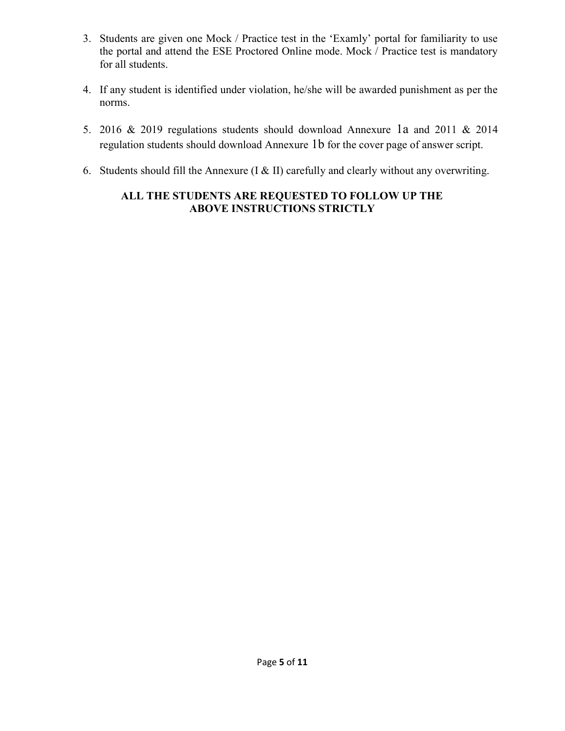3. Students are given one Mock / Practice test in the 'Examly' portal for familiarity to use the portal and attend the ESE Proctored Online mode. Mock / Practice test is mandatory for all students.

4. If any student is identified under violation, he/she will be awarded punishment as per the norms.

5. 2016 & 2019 regulations students should download Annexure 1a and 2011 & 2014 regulation students should download Annexure 1b for the cover page of answer script.

6. Students should fill the Annexure (I & II) carefully and clearly without any overwriting.

**ALL THE STUDENTS ARE REQUESTED TO FOLLOW UP THE ABOVE INSTRUCTIONS STRICTLY**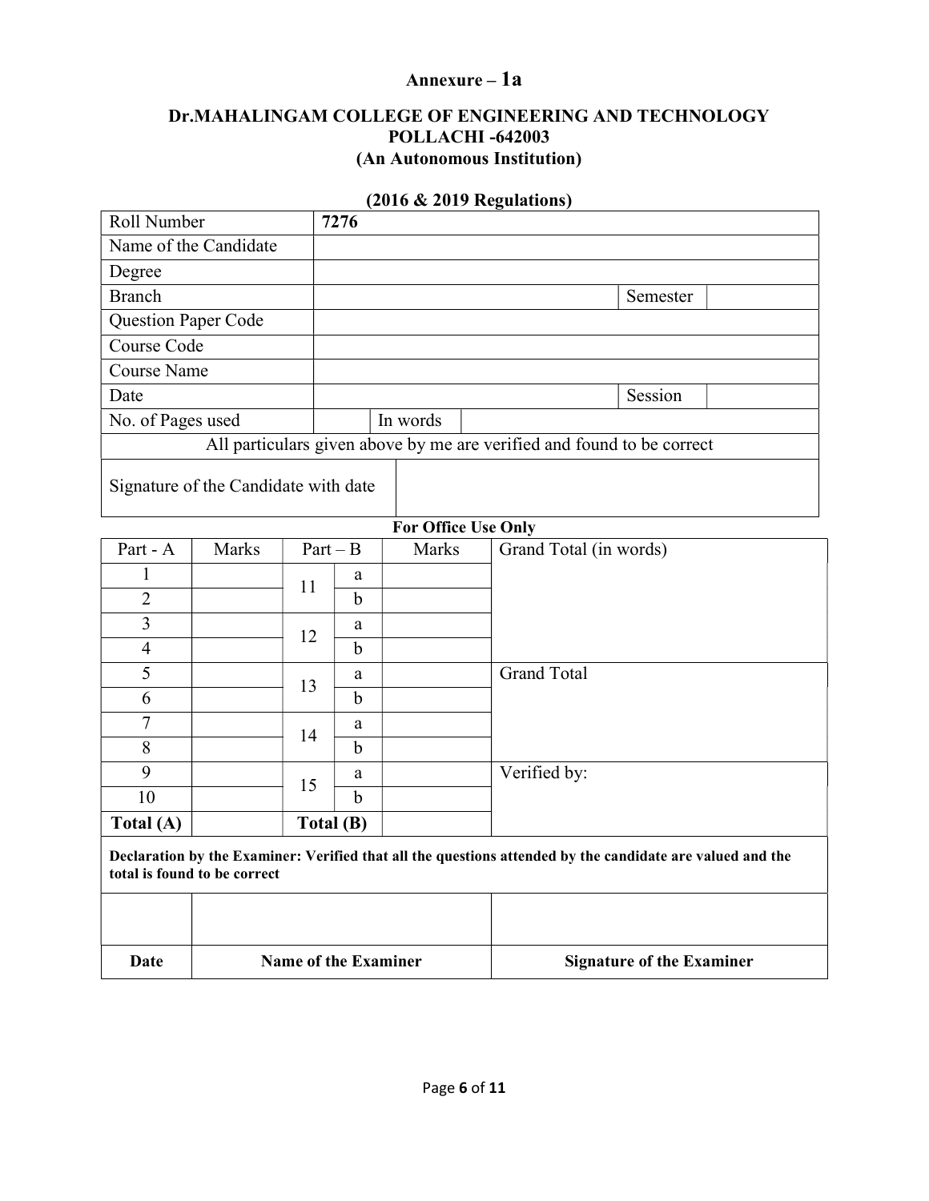## Annexure – 1a

### Dr.MAHALINGAM COLLEGE OF ENGINEERING AND TECHNOLOGY
### POLLACHI -642003
### (An Autonomous Institution)

**(2016 & 2019 Regulations)**

| Roll Number | **7276** | | |
|---|---|---|---|
| Name of the Candidate | | | |
| Degree | | | |
| Branch | | Semester | |
| Question Paper Code | | | |
| Course Code | | | |
| Course Name | | | |
| Date | | Session | |
| No. of Pages used | | In words | |
| All particulars given above by me are verified and found to be correct | | | |
| Signature of the Candidate with date | | | |

**For Office Use Only**

| Part - A | Marks | Part – B | | Marks | Grand Total (in words) |
|---|---|---|---|---|---|
| 1 | | 11 | a | | |
| 2 | | | b | | |
| 3 | | 12 | a | | |
| 4 | | | b | | |
| 5 | | 13 | a | | Grand Total |
| 6 | | | b | | |
| 7 | | 14 | a | | |
| 8 | | | b | | |
| 9 | | 15 | a | | Verified by: |
| 10 | | | b | | |
| **Total (A)** | | **Total (B)** | | | |

**Declaration by the Examiner: Verified that all the questions attended by the candidate are valued and the total is found to be correct**

| | | |
|---|---|---|
| | | |
| **Date** | **Name of the Examiner** | **Signature of the Examiner** |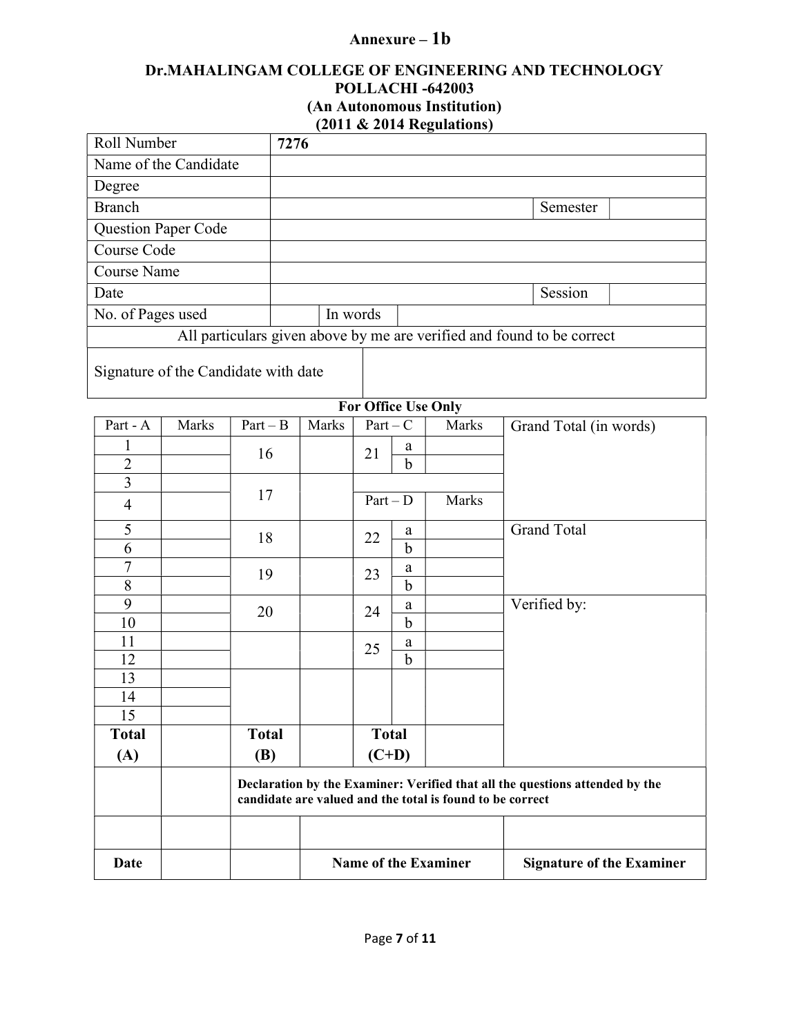**Annexure – 1b**

**Dr.MAHALINGAM COLLEGE OF ENGINEERING AND TECHNOLOGY**
**POLLACHI -642003**
**(An Autonomous Institution)**
**(2011 & 2014 Regulations)**

| Roll Number | **7276** | | | |
|---|---|---|---|---|
| Name of the Candidate | | | | |
| Degree | | | | |
| Branch | | | Semester | |
| Question Paper Code | | | | |
| Course Code | | | | |
| Course Name | | | | |
| Date | | | Session | |
| No. of Pages used | | In words | | |
| All particulars given above by me are verified and found to be correct | | | | |
| Signature of the Candidate with date | | | | |

**For Office Use Only**

| Part - A | Marks | Part – B | Marks | Part – C | | Marks | Grand Total (in words) |
|---|---|---|---|---|---|---|---|
| 1 | | 16 | | 21 | a | | |
| 2 | | | | | b | | |
| 3 | | 17 | | | | | |
| 4 | | | | Part – D | | Marks | |
| 5 | | 18 | | 22 | a | | Grand Total |
| 6 | | | | | b | | |
| 7 | | 19 | | 23 | a | | |
| 8 | | | | | b | | |
| 9 | | 20 | | 24 | a | | Verified by: |
| 10 | | | | | b | | |
| 11 | | | | 25 | a | | |
| 12 | | | | | b | | |
| 13 | | | | | | | |
| 14 | | | | | | | |
| 15 | | | | | | | |
| **Total (A)** | | **Total (B)** | | **Total (C+D)** | | | |
| | | **Declaration by the Examiner: Verified that all the questions attended by the candidate are valued and the total is found to be correct** | | | | | |
| | | | | | | | |
| **Date** | | | **Name of the Examiner** | | | | **Signature of the Examiner** |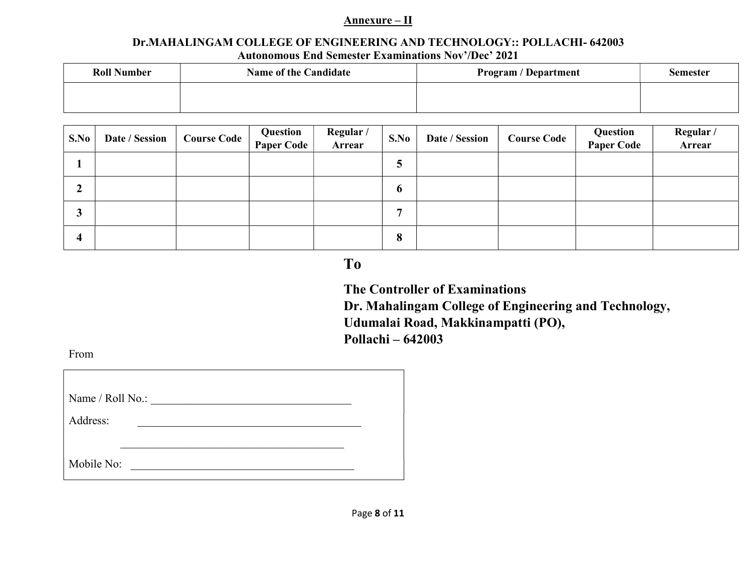**Annexure – II**

**Dr.MAHALINGAM COLLEGE OF ENGINEERING AND TECHNOLOGY:: POLLACHI- 642003**
**Autonomous End Semester Examinations Nov'/Dec' 2021**

| Roll Number | Name of the Candidate | Program / Department | Semester |
|---|---|---|---|
| | | | |

| S.No | Date / Session | Course Code | Question Paper Code | Regular / Arrear | S.No | Date / Session | Course Code | Question Paper Code | Regular / Arrear |
|---|---|---|---|---|---|---|---|---|---|
| 1 | | | | | 5 | | | | |
| 2 | | | | | 6 | | | | |
| 3 | | | | | 7 | | | | |
| 4 | | | | | 8 | | | | |

**To**

**The Controller of Examinations**
**Dr. Mahalingam College of Engineering and Technology,**
**Udumalai Road, Makkinampatti (PO),**
**Pollachi – 642003**

From

Name / Roll No.: ___________________________________

Address: _______________________________________

_______________________________________

Mobile No: _______________________________________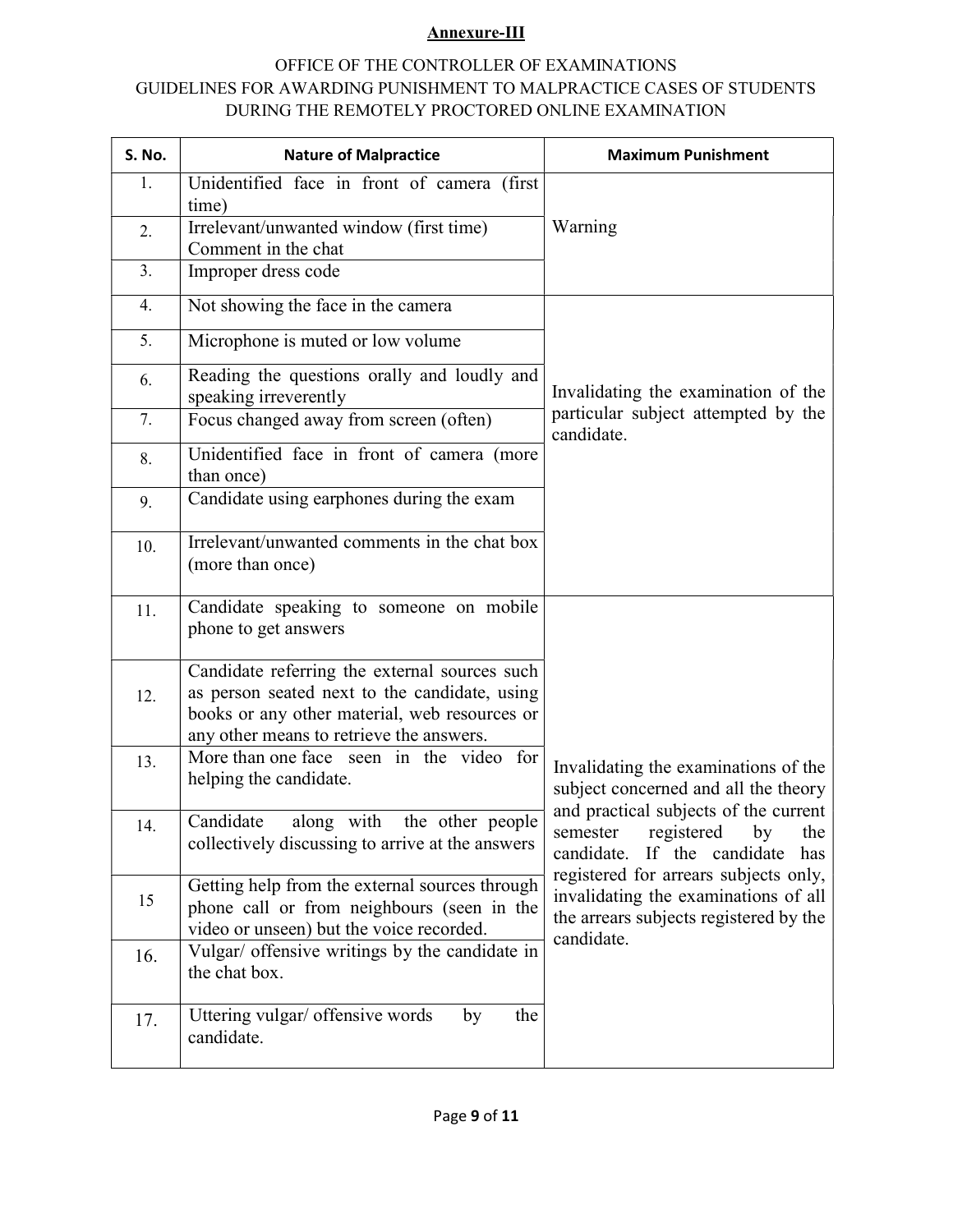**Annexure-III**

OFFICE OF THE CONTROLLER OF EXAMINATIONS
GUIDELINES FOR AWARDING PUNISHMENT TO MALPRACTICE CASES OF STUDENTS DURING THE REMOTELY PROCTORED ONLINE EXAMINATION

| S. No. | Nature of Malpractice | Maximum Punishment |
|---|---|---|
| 1. | Unidentified face in front of camera (first time) | Warning |
| 2. | Irrelevant/unwanted window (first time) Comment in the chat | |
| 3. | Improper dress code | |
| 4. | Not showing the face in the camera | Invalidating the examination of the particular subject attempted by the candidate. |
| 5. | Microphone is muted or low volume | |
| 6. | Reading the questions orally and loudly and speaking irreverently | |
| 7. | Focus changed away from screen (often) | |
| 8. | Unidentified face in front of camera (more than once) | |
| 9. | Candidate using earphones during the exam | |
| 10. | Irrelevant/unwanted comments in the chat box (more than once) | |
| 11. | Candidate speaking to someone on mobile phone to get answers | Invalidating the examinations of the subject concerned and all the theory and practical subjects of the current semester registered by the candidate. If the candidate has registered for arrears subjects only, invalidating the examinations of all the arrears subjects registered by the candidate. |
| 12. | Candidate referring the external sources such as person seated next to the candidate, using books or any other material, web resources or any other means to retrieve the answers. | |
| 13. | More than one face seen in the video for helping the candidate. | |
| 14. | Candidate along with the other people collectively discussing to arrive at the answers | |
| 15 | Getting help from the external sources through phone call or from neighbours (seen in the video or unseen) but the voice recorded. | |
| 16. | Vulgar/ offensive writings by the candidate in the chat box. | |
| 17. | Uttering vulgar/ offensive words by the candidate. | |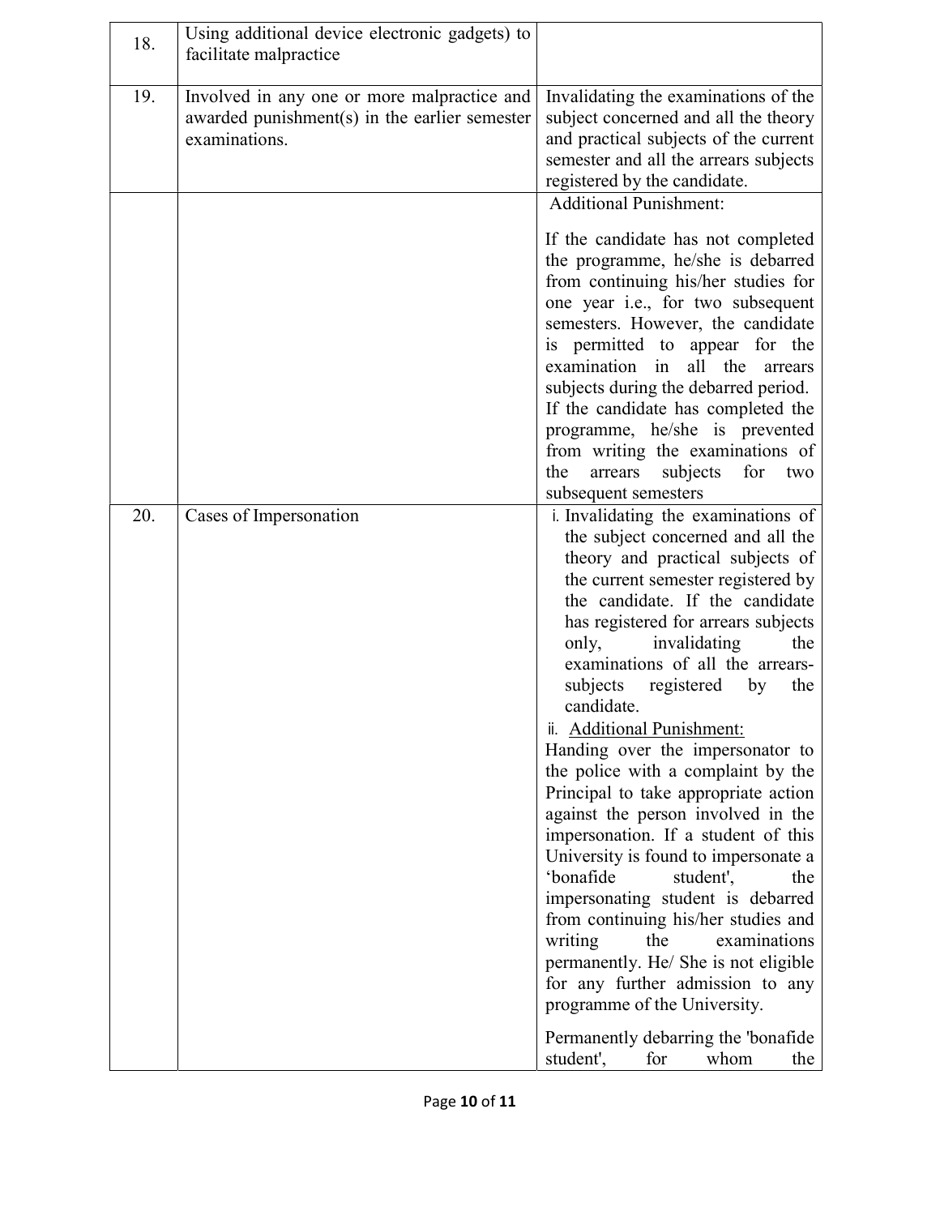| | | |
|---|---|---|
| 18. | Using additional device electronic gadgets) to facilitate malpractice | |
| 19. | Involved in any one or more malpractice and awarded punishment(s) in the earlier semester examinations. | Invalidating the examinations of the subject concerned and all the theory and practical subjects of the current semester and all the arrears subjects registered by the candidate. |
| | | Additional Punishment:<br><br>If the candidate has not completed the programme, he/she is debarred from continuing his/her studies for one year i.e., for two subsequent semesters. However, the candidate is permitted to appear for the examination in all the arrears subjects during the debarred period. If the candidate has completed the programme, he/she is prevented from writing the examinations of the arrears subjects for two subsequent semesters |
| 20. | Cases of Impersonation | i. Invalidating the examinations of the subject concerned and all the theory and practical subjects of the current semester registered by the candidate. If the candidate has registered for arrears subjects only, invalidating the examinations of all the arrears-subjects registered by the candidate.<br>ii. Additional Punishment:<br>Handing over the impersonator to the police with a complaint by the Principal to take appropriate action against the person involved in the impersonation. If a student of this University is found to impersonate a 'bonafide student', the impersonating student is debarred from continuing his/her studies and writing the examinations permanently. He/ She is not eligible for any further admission to any programme of the University.<br><br>Permanently debarring the 'bonafide student', for whom the |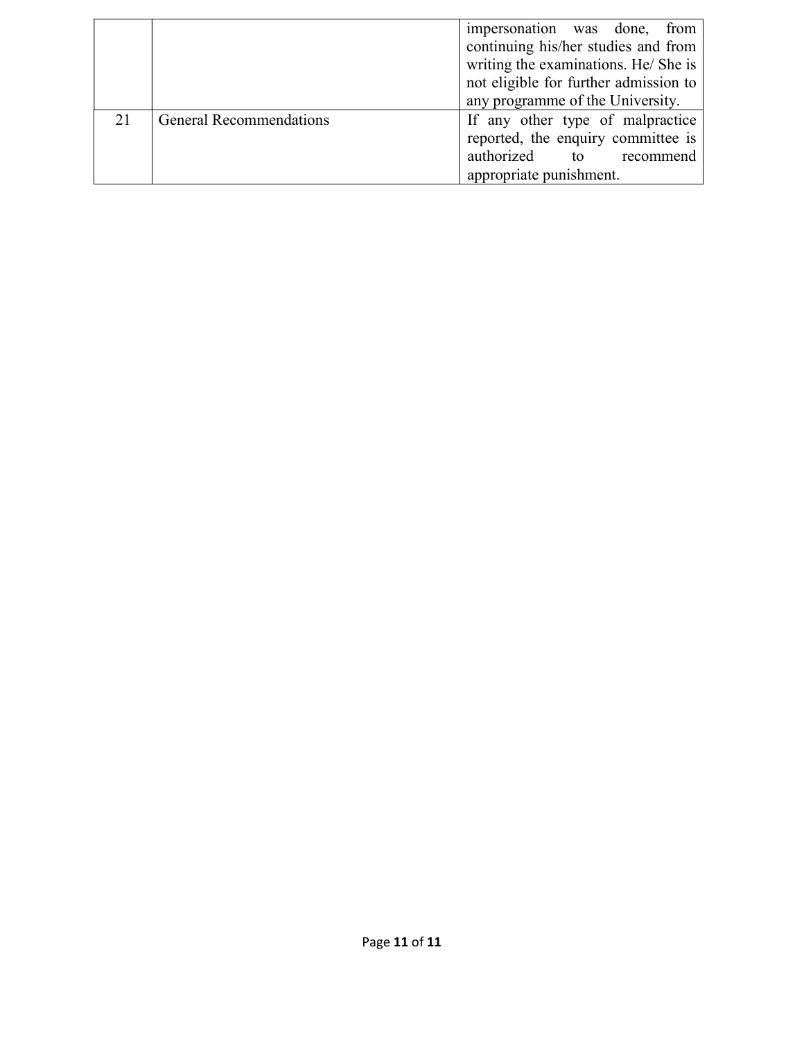| | | |
|---|---|---|
| | | impersonation was done, from continuing his/her studies and from writing the examinations. He/ She is not eligible for further admission to any programme of the University. |
| 21 | General Recommendations | If any other type of malpractice reported, the enquiry committee is authorized to recommend appropriate punishment. |